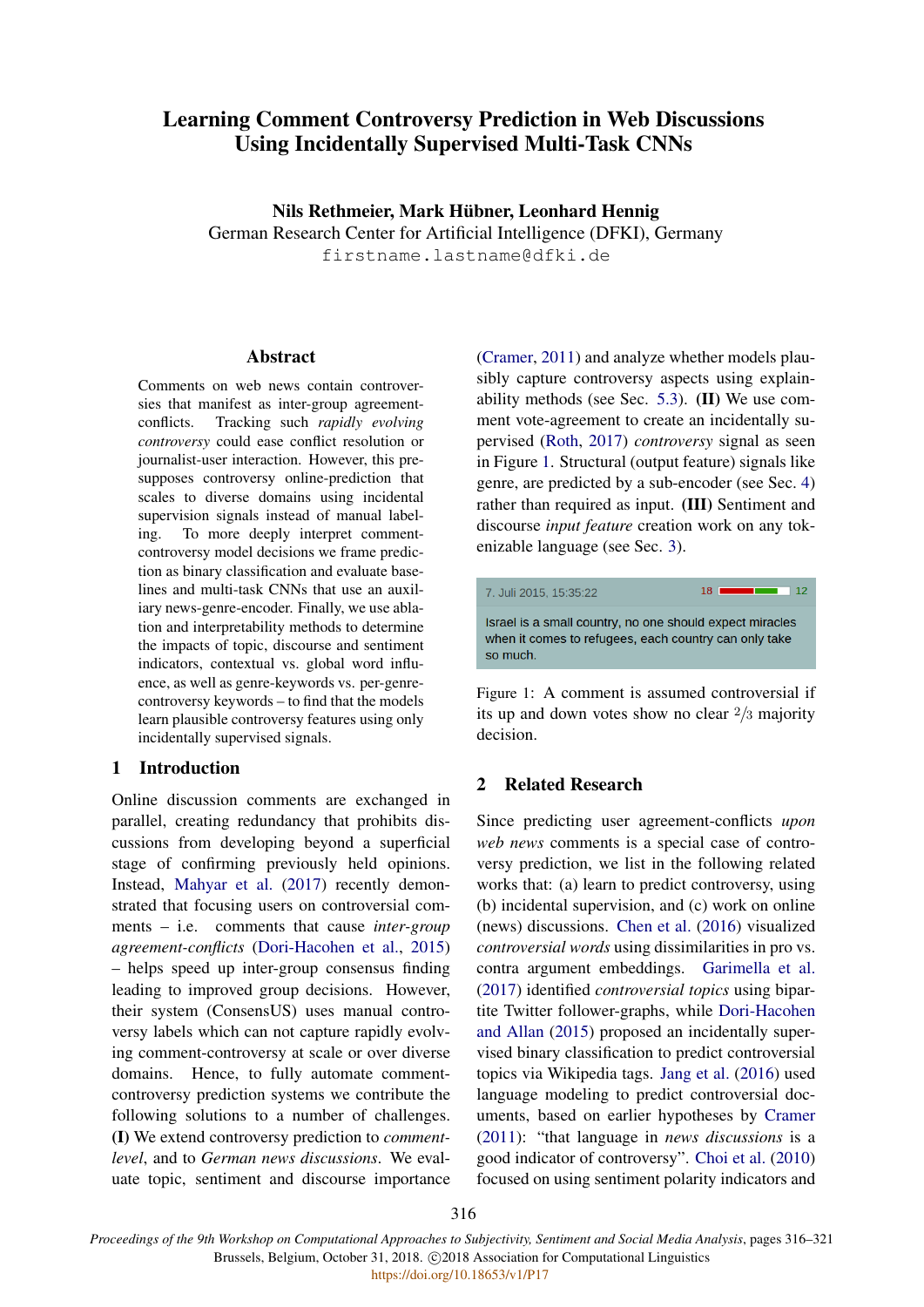# Learning Comment Controversy Prediction in Web Discussions Using Incidentally Supervised Multi-Task CNNs

**Nils Rethmeier, Mark Hübner, Leonhard Hennig**
German Research Center for Artificial Intelligence (DFKI), Germany
`firstname.lastname@dfki.de`

## Abstract

Comments on web news contain controversies that manifest as inter-group agreement-conflicts. Tracking such *rapidly evolving controversy* could ease conflict resolution or journalist-user interaction. However, this presupposes controversy online-prediction that scales to diverse domains using incidental supervision signals instead of manual labeling. To more deeply interpret comment-controversy model decisions we frame prediction as binary classification and evaluate baselines and multi-task CNNs that use an auxiliary news-genre-encoder. Finally, we use ablation and interpretability methods to determine the impacts of topic, discourse and sentiment indicators, contextual vs. global word influence, as well as genre-keywords vs. per-genre-controversy keywords – to find that the models learn plausible controversy features using only incidentally supervised signals.

## 1 Introduction

Online discussion comments are exchanged in parallel, creating redundancy that prohibits discussions from developing beyond a superficial stage of confirming previously held opinions. Instead, Mahyar et al. (2017) recently demonstrated that focusing users on controversial comments – i.e. comments that cause *inter-group agreement-conflicts* (Dori-Hacohen et al., 2015) – helps speed up inter-group consensus finding leading to improved group decisions. However, their system (ConsensUS) uses manual controversy labels which can not capture rapidly evolving comment-controversy at scale or over diverse domains. Hence, to fully automate comment-controversy prediction systems we contribute the following solutions to a number of challenges. **(I)** We extend controversy prediction to *comment-level*, and to *German news discussions*. We evaluate topic, sentiment and discourse importance (Cramer, 2011) and analyze whether models plausibly capture controversy aspects using explainability methods (see Sec. 5.3). **(II)** We use comment vote-agreement to create an incidentally supervised (Roth, 2017) *controversy* signal as seen in Figure 1. Structural (output feature) signals like genre, are predicted by a sub-encoder (see Sec. 4) rather than required as input. **(III)** Sentiment and discourse *input feature* creation work on any tokenizable language (see Sec. 3).

7. Juli 2015, 15:35:22 — 18 / 12

Israel is a small country, no one should expect miracles when it comes to refugees, each country can only take so much.

Figure 1: A comment is assumed controversial if its up and down votes show no clear $^2/_3$ majority decision.

## 2 Related Research

Since predicting user agreement-conflicts *upon web news* comments is a special case of controversy prediction, we list in the following related works that: (a) learn to predict controversy, using (b) incidental supervision, and (c) work on online (news) discussions. Chen et al. (2016) visualized *controversial words* using dissimilarities in pro vs. contra argument embeddings. Garimella et al. (2017) identified *controversial topics* using bipartite Twitter follower-graphs, while Dori-Hacohen and Allan (2015) proposed an incidentally supervised binary classification to predict controversial topics via Wikipedia tags. Jang et al. (2016) used language modeling to predict controversial documents, based on earlier hypotheses by Cramer (2011): "that language in *news discussions* is a good indicator of controversy". Choi et al. (2010) focused on using sentiment polarity indicators and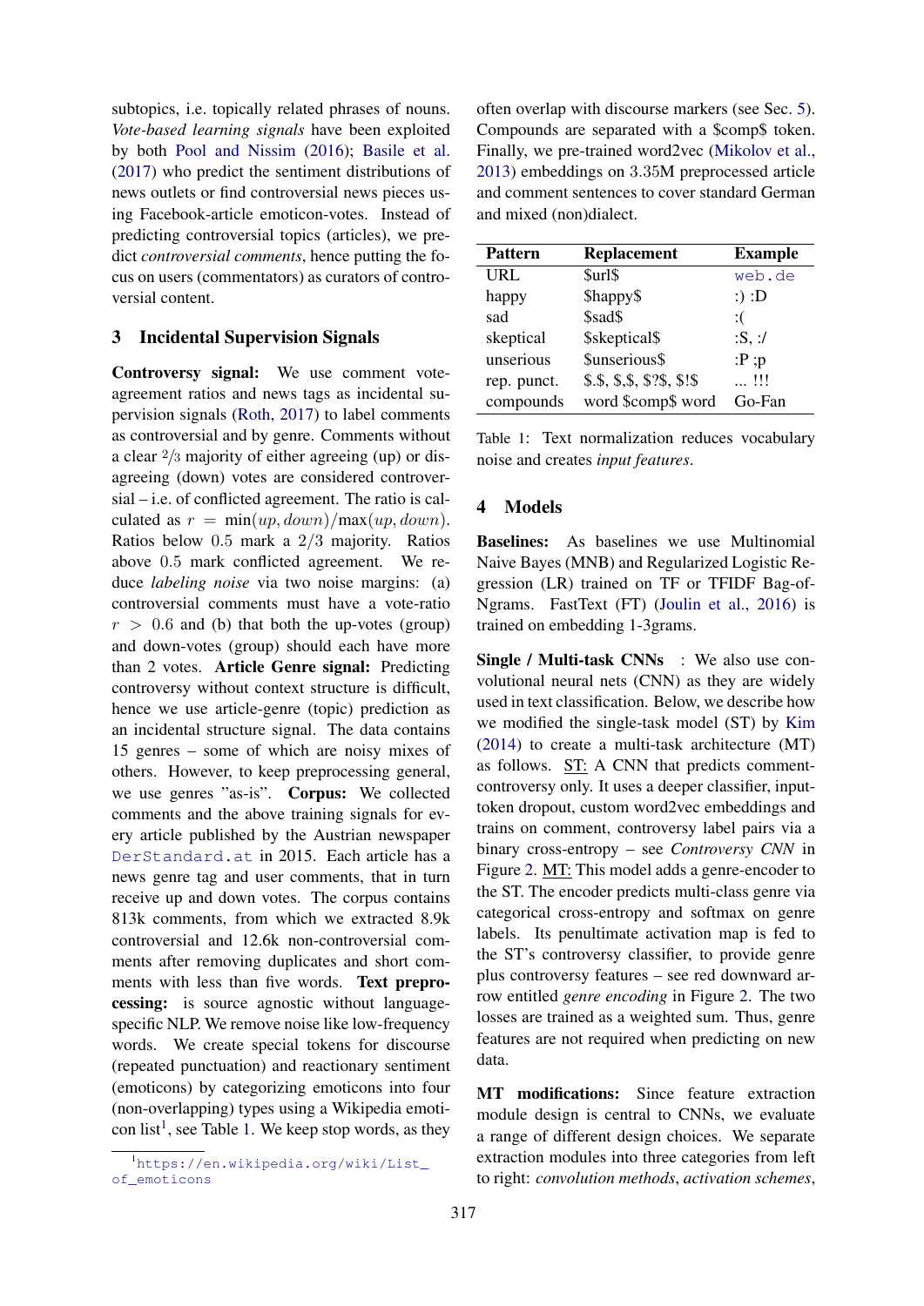subtopics, i.e. topically related phrases of nouns. *Vote-based learning signals* have been exploited by both Pool and Nissim (2016); Basile et al. (2017) who predict the sentiment distributions of news outlets or find controversial news pieces using Facebook-article emoticon-votes. Instead of predicting controversial topics (articles), we predict *controversial comments*, hence putting the focus on users (commentators) as curators of controversial content.

## 3 Incidental Supervision Signals

**Controversy signal:** We use comment vote-agreement ratios and news tags as incidental supervision signals (Roth, 2017) to label comments as controversial and by genre. Comments without a clear $2/3$ majority of either agreeing (up) or disagreeing (down) votes are considered controversial – i.e. of conflicted agreement. The ratio is calculated as $r = \min(up, down)/\max(up, down)$. Ratios below 0.5 mark a 2/3 majority. Ratios above 0.5 mark conflicted agreement. We reduce *labeling noise* via two noise margins: (a) controversial comments must have a vote-ratio $r > 0.6$ and (b) that both the up-votes (group) and down-votes (group) should each have more than 2 votes. **Article Genre signal:** Predicting controversy without context structure is difficult, hence we use article-genre (topic) prediction as an incidental structure signal. The data contains 15 genres – some of which are noisy mixes of others. However, to keep preprocessing general, we use genres "as-is". **Corpus:** We collected comments and the above training signals for every article published by the Austrian newspaper DerStandard.at in 2015. Each article has a news genre tag and user comments, that in turn receive up and down votes. The corpus contains 813k comments, from which we extracted 8.9k controversial and 12.6k non-controversial comments after removing duplicates and short comments with less than five words. **Text preprocessing:** is source agnostic without language-specific NLP. We remove noise like low-frequency words. We create special tokens for discourse (repeated punctuation) and reactionary sentiment (emoticons) by categorizing emoticons into four (non-overlapping) types using a Wikipedia emoticon list[1], see Table 1. We keep stop words, as they often overlap with discourse markers (see Sec. 5). Compounds are separated with a $comp$ token. Finally, we pre-trained word2vec (Mikolov et al., 2013) embeddings on 3.35M preprocessed article and comment sentences to cover standard German and mixed (non)dialect.

[1]https://en.wikipedia.org/wiki/List_of_emoticons

| Pattern | Replacement | Example |
|---|---|---|
| URL | $url$ | web.de |
| happy | $happy$ | :) :D |
| sad | $sad$ | :( |
| skeptical | $skeptical$ | :S, :/ |
| unserious | $unserious$ | :P ;p |
| rep. punct. | $.$, $,$, $?$, $!$ | ... !!! |
| compounds | word $comp$ word | Go-Fan |

Table 1: Text normalization reduces vocabulary noise and creates *input features*.

## 4 Models

**Baselines:** As baselines we use Multinomial Naive Bayes (MNB) and Regularized Logistic Regression (LR) trained on TF or TFIDF Bag-of-Ngrams. FastText (FT) (Joulin et al., 2016) is trained on embedding 1-3grams.

**Single / Multi-task CNNs** : We also use convolutional neural nets (CNN) as they are widely used in text classification. Below, we describe how we modified the single-task model (ST) by Kim (2014) to create a multi-task architecture (MT) as follows. ST: A CNN that predicts comment-controversy only. It uses a deeper classifier, input-token dropout, custom word2vec embeddings and trains on comment, controversy label pairs via a binary cross-entropy – see *Controversy CNN* in Figure 2. MT: This model adds a genre-encoder to the ST. The encoder predicts multi-class genre via categorical cross-entropy and softmax on genre labels. Its penultimate activation map is fed to the ST's controversy classifier, to provide genre plus controversy features – see red downward arrow entitled *genre encoding* in Figure 2. The two losses are trained as a weighted sum. Thus, genre features are not required when predicting on new data.

**MT modifications:** Since feature extraction module design is central to CNNs, we evaluate a range of different design choices. We separate extraction modules into three categories from left to right: *convolution methods*, *activation schemes*,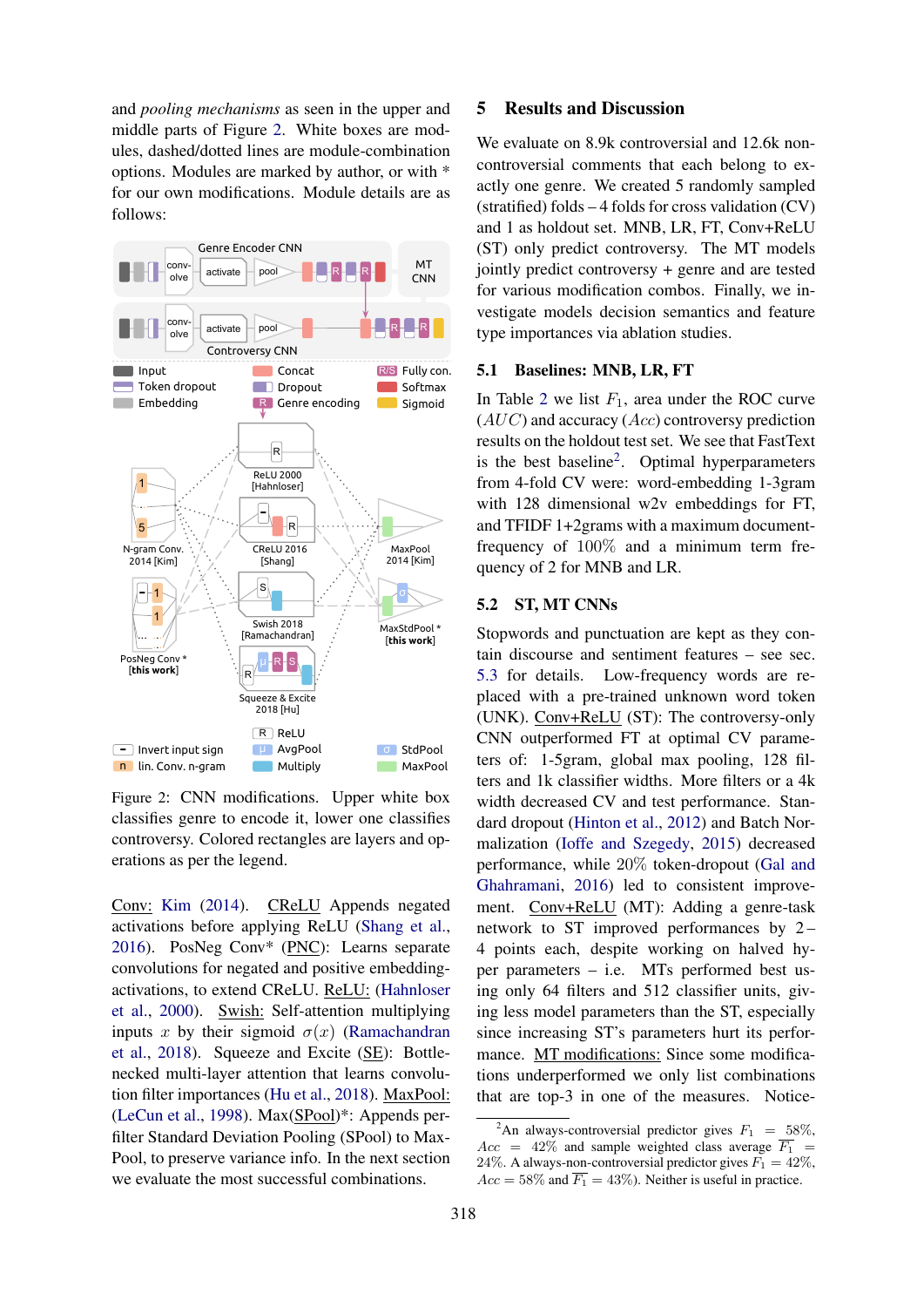and *pooling mechanisms* as seen in the upper and middle parts of Figure 2. White boxes are modules, dashed/dotted lines are module-combination options. Modules are marked by author, or with * for our own modifications. Module details are as follows:

Figure 2: CNN modifications. Upper white box classifies genre to encode it, lower one classifies controversy. Colored rectangles are layers and operations as per the legend.

Conv: Kim (2014). CReLU Appends negated activations before applying ReLU (Shang et al., 2016). PosNeg Conv* (PNC): Learns separate convolutions for negated and positive embedding-activations, to extend CReLU. ReLU: (Hahnloser et al., 2000). Swish: Self-attention multiplying inputs $x$ by their sigmoid $\sigma(x)$ (Ramachandran et al., 2018). Squeeze and Excite (SE): Bottle-necked multi-layer attention that learns convolution filter importances (Hu et al., 2018). MaxPool: (LeCun et al., 1998). Max(SPool)*: Appends per-filter Standard Deviation Pooling (SPool) to MaxPool, to preserve variance info. In the next section we evaluate the most successful combinations.

## 5 Results and Discussion

We evaluate on 8.9k controversial and 12.6k non-controversial comments that each belong to exactly one genre. We created 5 randomly sampled (stratified) folds – 4 folds for cross validation (CV) and 1 as holdout set. MNB, LR, FT, Conv+ReLU (ST) only predict controversy. The MT models jointly predict controversy + genre and are tested for various modification combos. Finally, we investigate models decision semantics and feature type importances via ablation studies.

### 5.1 Baselines: MNB, LR, FT

In Table 2 we list $F_1$, area under the ROC curve ($AUC$) and accuracy ($Acc$) controversy prediction results on the holdout test set. We see that FastText is the best baseline[2]. Optimal hyperparameters from 4-fold CV were: word-embedding 1-3gram with 128 dimensional w2v embeddings for FT, and TFIDF 1+2grams with a maximum document-frequency of $100\%$ and a minimum term frequency of 2 for MNB and LR.

### 5.2 ST, MT CNNs

Stopwords and punctuation are kept as they contain discourse and sentiment features – see sec. 5.3 for details. Low-frequency words are replaced with a pre-trained unknown word token (UNK). Conv+ReLU (ST): The controversy-only CNN outperformed FT at optimal CV parameters of: 1-5gram, global max pooling, 128 filters and 1k classifier widths. More filters or a 4k width decreased CV and test performance. Standard dropout (Hinton et al., 2012) and Batch Normalization (Ioffe and Szegedy, 2015) decreased performance, while $20\%$ token-dropout (Gal and Ghahramani, 2016) led to consistent improvement. Conv+ReLU (MT): Adding a genre-task network to ST improved performances by 2 – 4 points each, despite working on halved hyper parameters – i.e. MTs performed best using only 64 filters and 512 classifier units, giving less model parameters than the ST, especially since increasing ST's parameters hurt its performance. MT modifications: Since some modifications underperformed we only list combinations that are top-3 in one of the measures. Notice-

[2] An always-controversial predictor gives $F_1 = 58\%$, $Acc = 42\%$ and sample weighted class average $\overline{F_1} = 24\%$. A always-non-controversial predictor gives $F_1 = 42\%$, $Acc = 58\%$ and $\overline{F_1} = 43\%$). Neither is useful in practice.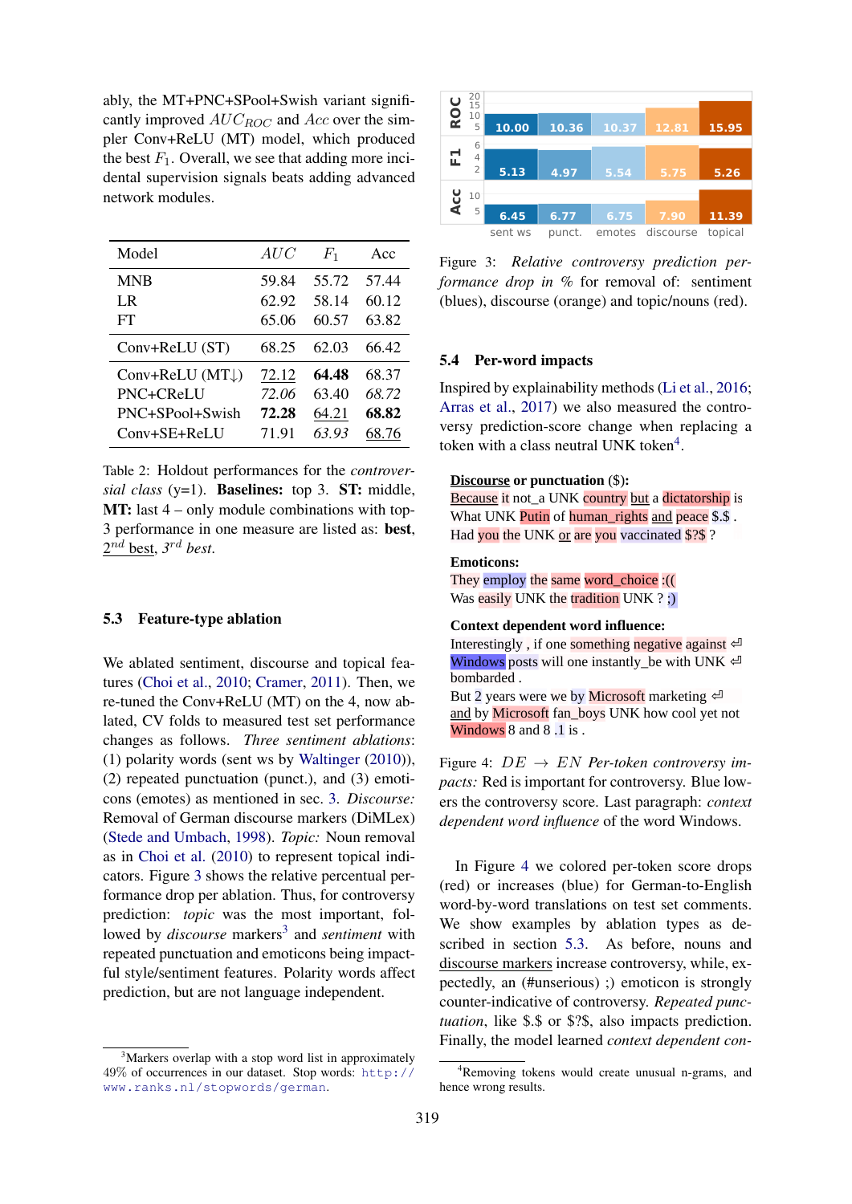ably, the MT+PNC+SPool+Swish variant significantly improved $AUC_{ROC}$ and $Acc$ over the simpler Conv+ReLU (MT) model, which produced the best $F_1$. Overall, we see that adding more incidental supervision signals beats adding advanced network modules.

| Model | $AUC$ | $F_1$ | Acc |
|---|---|---|---|
| MNB | 59.84 | 55.72 | 57.44 |
| LR | 62.92 | 58.14 | 60.12 |
| FT | 65.06 | 60.57 | 63.82 |
| Conv+ReLU (ST) | 68.25 | 62.03 | 66.42 |
| Conv+ReLU (MT↓) | <u>72.12</u> | **64.48** | 68.37 |
| PNC+CReLU | *72.06* | 63.40 | *68.72* |
| PNC+SPool+Swish | **72.28** | <u>64.21</u> | **68.82** |
| Conv+SE+ReLU | 71.91 | *63.93* | <u>68.76</u> |

Table 2: Holdout performances for the *controversial class* (y=1). **Baselines:** top 3. **ST:** middle, **MT:** last 4 – only module combinations with top-3 performance in one measure are listed as: **best**, <u>$2^{nd}$ best</u>, *$3^{rd}$ best*.

### 5.3 Feature-type ablation

We ablated sentiment, discourse and topical features (Choi et al., 2010; Cramer, 2011). Then, we re-tuned the Conv+ReLU (MT) on the 4, now ablated, CV folds to measured test set performance changes as follows. *Three sentiment ablations*: (1) polarity words (sent ws by Waltinger (2010)), (2) repeated punctuation (punct.), and (3) emoticons (emotes) as mentioned in sec. 3. *Discourse:* Removal of German discourse markers (DiMLex) (Stede and Umbach, 1998). *Topic:* Noun removal as in Choi et al. (2010) to represent topical indicators. Figure 3 shows the relative percentual performance drop per ablation. Thus, for controversy prediction: *topic* was the most important, followed by *discourse* markers[3] and *sentiment* with repeated punctuation and emoticons being impactful style/sentiment features. Polarity words affect prediction, but are not language independent.

[3]Markers overlap with a stop word list in approximately 49% of occurrences in our dataset. Stop words: http://www.ranks.nl/stopwords/german.

| | sent ws | punct. | emotes | discourse | topical |
|---|---|---|---|---|---|
| ROC | 10.00 | 10.36 | 10.37 | 12.81 | 15.95 |
| F1 | 5.13 | 4.97 | 5.54 | 5.75 | 5.26 |
| Acc | 6.45 | 6.77 | 6.75 | 7.90 | 11.39 |

Figure 3: *Relative controversy prediction performance drop in %* for removal of: sentiment (blues), discourse (orange) and topic/nouns (red).

### 5.4 Per-word impacts

Inspired by explainability methods (Li et al., 2016; Arras et al., 2017) we also measured the controversy prediction-score change when replacing a token with a class neutral UNK token[4].

**<u>Discourse</u> or punctuation ($):**
<u>Because</u> it not_a UNK country <u>but</u> a dictatorship is
What UNK Putin of human_rights <u>and</u> peace $.$ .
Had you the UNK <u>or</u> are you vaccinated $?$ ?

**Emoticons:**
They employ the same word_choice :((
Was easily UNK the tradition UNK ? ;)

**Context dependent word influence:**
Interestingly , if one something negative against ⏎
Windows posts will one instantly_be with UNK ⏎
bombarded .
But 2 years were we by Microsoft marketing ⏎
<u>and</u> by Microsoft fan_boys UNK how cool yet not
Windows 8 and 8 .1 is .

Figure 4: *DE → EN Per-token controversy impacts:* Red is important for controversy. Blue lowers the controversy score. Last paragraph: *context dependent word influence* of the word Windows.

In Figure 4 we colored per-token score drops (red) or increases (blue) for German-to-English word-by-word translations on test set comments. We show examples by ablation types as described in section 5.3. As before, nouns and <u>discourse markers</u> increase controversy, while, expectedly, an (#unserious) ;) emoticon is strongly counter-indicative of controversy. *Repeated punctuation*, like $.$ or $?$, also impacts prediction. Finally, the model learned *context dependent con-*

[4]Removing tokens would create unusual n-grams, and hence wrong results.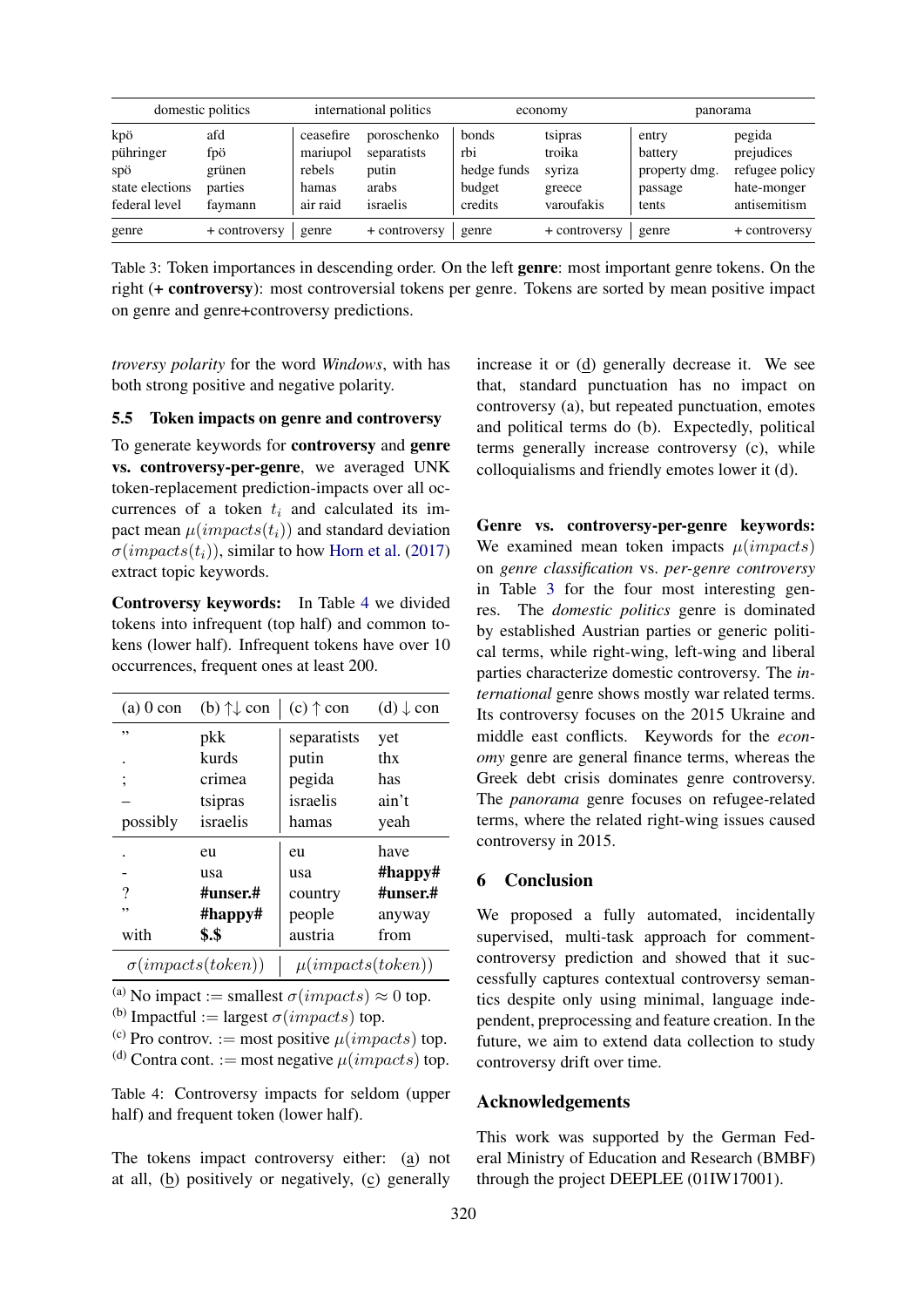| domestic politics | | international politics | | economy | | panorama | |
|---|---|---|---|---|---|---|---|
| kpö | afd | ceasefire | poroschenko | bonds | tsipras | entry | pegida |
| pühringer | fpö | mariupol | separatists | rbi | troika | battery | prejudices |
| spö | grünen | rebels | putin | hedge funds | syriza | property dmg. | refugee policy |
| state elections | parties | hamas | arabs | budget | greece | passage | hate-monger |
| federal level | faymann | air raid | israelis | credits | varoufakis | tents | antisemitism |
| genre | + controversy | genre | + controversy | genre | + controversy | genre | + controversy |

Table 3: Token importances in descending order. On the left **genre**: most important genre tokens. On the right (**+ controversy**): most controversial tokens per genre. Tokens are sorted by mean positive impact on genre and genre+controversy predictions.

*troversy polarity* for the word *Windows*, with has both strong positive and negative polarity.

### 5.5 Token impacts on genre and controversy

To generate keywords for **controversy** and **genre vs. controversy-per-genre**, we averaged UNK token-replacement prediction-impacts over all occurrences of a token $t_i$ and calculated its impact mean $\mu(impacts(t_i))$ and standard deviation $\sigma(impacts(t_i))$, similar to how Horn et al. (2017) extract topic keywords.

**Controversy keywords:** In Table 4 we divided tokens into infrequent (top half) and common tokens (lower half). Infrequent tokens have over 10 occurrences, frequent ones at least 200.

| (a) 0 con | (b) ↑↓ con | (c) ↑ con | (d) ↓ con |
|---|---|---|---|
| ” | pkk | separatists | yet |
| . | kurds | putin | thx |
| ; | crimea | pegida | has |
| – | tsipras | israelis | ain't |
| possibly | israelis | hamas | yeah |
| . | eu | eu | have |
| - | usa | usa | **#happy#** |
| ? | **#unser.#** | country | **#unser.#** |
| ” | **#happy#** | people | anyway |
| with | **$.$** | austria | from |
| $\sigma(impacts(token))$ | | $\mu(impacts(token))$ | |

[(a)] No impact := smallest $\sigma(impacts) \approx 0$ top.
[(b)] Impactful := largest $\sigma(impacts)$ top.
[(c)] Pro controv. := most positive $\mu(impacts)$ top.
[(d)] Contra cont. := most negative $\mu(impacts)$ top.

Table 4: Controversy impacts for seldom (upper half) and frequent token (lower half).

The tokens impact controversy either: (a) not at all, (b) positively or negatively, (c) generally increase it or (d) generally decrease it. We see that, standard punctuation has no impact on controversy (a), but repeated punctuation, emotes and political terms do (b). Expectedly, political terms generally increase controversy (c), while colloquialisms and friendly emotes lower it (d).

**Genre vs. controversy-per-genre keywords:** We examined mean token impacts $\mu(impacts)$ on *genre classification* vs. *per-genre controversy* in Table 3 for the four most interesting genres. The *domestic politics* genre is dominated by established Austrian parties or generic political terms, while right-wing, left-wing and liberal parties characterize domestic controversy. The *international* genre shows mostly war related terms. Its controversy focuses on the 2015 Ukraine and middle east conflicts. Keywords for the *economy* genre are general finance terms, whereas the Greek debt crisis dominates genre controversy. The *panorama* genre focuses on refugee-related terms, where the related right-wing issues caused controversy in 2015.

## 6 Conclusion

We proposed a fully automated, incidentally supervised, multi-task approach for comment-controversy prediction and showed that it successfully captures contextual controversy semantics despite only using minimal, language independent, preprocessing and feature creation. In the future, we aim to extend data collection to study controversy drift over time.

## Acknowledgements

This work was supported by the German Federal Ministry of Education and Research (BMBF) through the project DEEPLEE (01IW17001).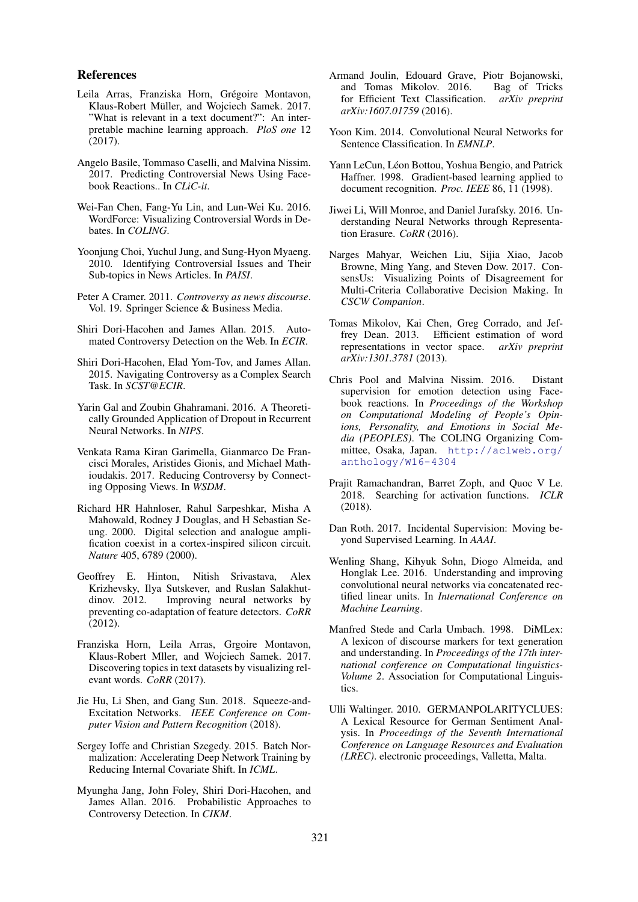## References

Leila Arras, Franziska Horn, Grégoire Montavon, Klaus-Robert Müller, and Wojciech Samek. 2017. "What is relevant in a text document?": An interpretable machine learning approach. *PloS one* 12 (2017).

Angelo Basile, Tommaso Caselli, and Malvina Nissim. 2017. Predicting Controversial News Using Facebook Reactions.. In *CLiC-it*.

Wei-Fan Chen, Fang-Yu Lin, and Lun-Wei Ku. 2016. WordForce: Visualizing Controversial Words in Debates. In *COLING*.

Yoonjung Choi, Yuchul Jung, and Sung-Hyon Myaeng. 2010. Identifying Controversial Issues and Their Sub-topics in News Articles. In *PAISI*.

Peter A Cramer. 2011. *Controversy as news discourse*. Vol. 19. Springer Science & Business Media.

Shiri Dori-Hacohen and James Allan. 2015. Automated Controversy Detection on the Web. In *ECIR*.

Shiri Dori-Hacohen, Elad Yom-Tov, and James Allan. 2015. Navigating Controversy as a Complex Search Task. In *SCST@ECIR*.

Yarin Gal and Zoubin Ghahramani. 2016. A Theoretically Grounded Application of Dropout in Recurrent Neural Networks. In *NIPS*.

Venkata Rama Kiran Garimella, Gianmarco De Francisci Morales, Aristides Gionis, and Michael Mathioudakis. 2017. Reducing Controversy by Connecting Opposing Views. In *WSDM*.

Richard HR Hahnloser, Rahul Sarpeshkar, Misha A Mahowald, Rodney J Douglas, and H Sebastian Seung. 2000. Digital selection and analogue amplification coexist in a cortex-inspired silicon circuit. *Nature* 405, 6789 (2000).

Geoffrey E. Hinton, Nitish Srivastava, Alex Krizhevsky, Ilya Sutskever, and Ruslan Salakhutdinov. 2012. Improving neural networks by preventing co-adaptation of feature detectors. *CoRR* (2012).

Franziska Horn, Leila Arras, Grgoire Montavon, Klaus-Robert Mller, and Wojciech Samek. 2017. Discovering topics in text datasets by visualizing relevant words. *CoRR* (2017).

Jie Hu, Li Shen, and Gang Sun. 2018. Squeeze-and-Excitation Networks. *IEEE Conference on Computer Vision and Pattern Recognition* (2018).

Sergey Ioffe and Christian Szegedy. 2015. Batch Normalization: Accelerating Deep Network Training by Reducing Internal Covariate Shift. In *ICML*.

Myungha Jang, John Foley, Shiri Dori-Hacohen, and James Allan. 2016. Probabilistic Approaches to Controversy Detection. In *CIKM*.

Armand Joulin, Edouard Grave, Piotr Bojanowski, and Tomas Mikolov. 2016. Bag of Tricks for Efficient Text Classification. *arXiv preprint arXiv:1607.01759* (2016).

Yoon Kim. 2014. Convolutional Neural Networks for Sentence Classification. In *EMNLP*.

Yann LeCun, Léon Bottou, Yoshua Bengio, and Patrick Haffner. 1998. Gradient-based learning applied to document recognition. *Proc. IEEE* 86, 11 (1998).

Jiwei Li, Will Monroe, and Daniel Jurafsky. 2016. Understanding Neural Networks through Representation Erasure. *CoRR* (2016).

Narges Mahyar, Weichen Liu, Sijia Xiao, Jacob Browne, Ming Yang, and Steven Dow. 2017. ConsensUs: Visualizing Points of Disagreement for Multi-Criteria Collaborative Decision Making. In *CSCW Companion*.

Tomas Mikolov, Kai Chen, Greg Corrado, and Jeffrey Dean. 2013. Efficient estimation of word representations in vector space. *arXiv preprint arXiv:1301.3781* (2013).

Chris Pool and Malvina Nissim. 2016. Distant supervision for emotion detection using Facebook reactions. In *Proceedings of the Workshop on Computational Modeling of People's Opinions, Personality, and Emotions in Social Media (PEOPLES)*. The COLING Organizing Committee, Osaka, Japan. http://aclweb.org/anthology/W16-4304

Prajit Ramachandran, Barret Zoph, and Quoc V Le. 2018. Searching for activation functions. *ICLR* (2018).

Dan Roth. 2017. Incidental Supervision: Moving beyond Supervised Learning. In *AAAI*.

Wenling Shang, Kihyuk Sohn, Diogo Almeida, and Honglak Lee. 2016. Understanding and improving convolutional neural networks via concatenated rectified linear units. In *International Conference on Machine Learning*.

Manfred Stede and Carla Umbach. 1998. DiMLex: A lexicon of discourse markers for text generation and understanding. In *Proceedings of the 17th international conference on Computational linguistics-Volume 2*. Association for Computational Linguistics.

Ulli Waltinger. 2010. GERMANPOLARITYCLUES: A Lexical Resource for German Sentiment Analysis. In *Proceedings of the Seventh International Conference on Language Resources and Evaluation (LREC)*. electronic proceedings, Valletta, Malta.